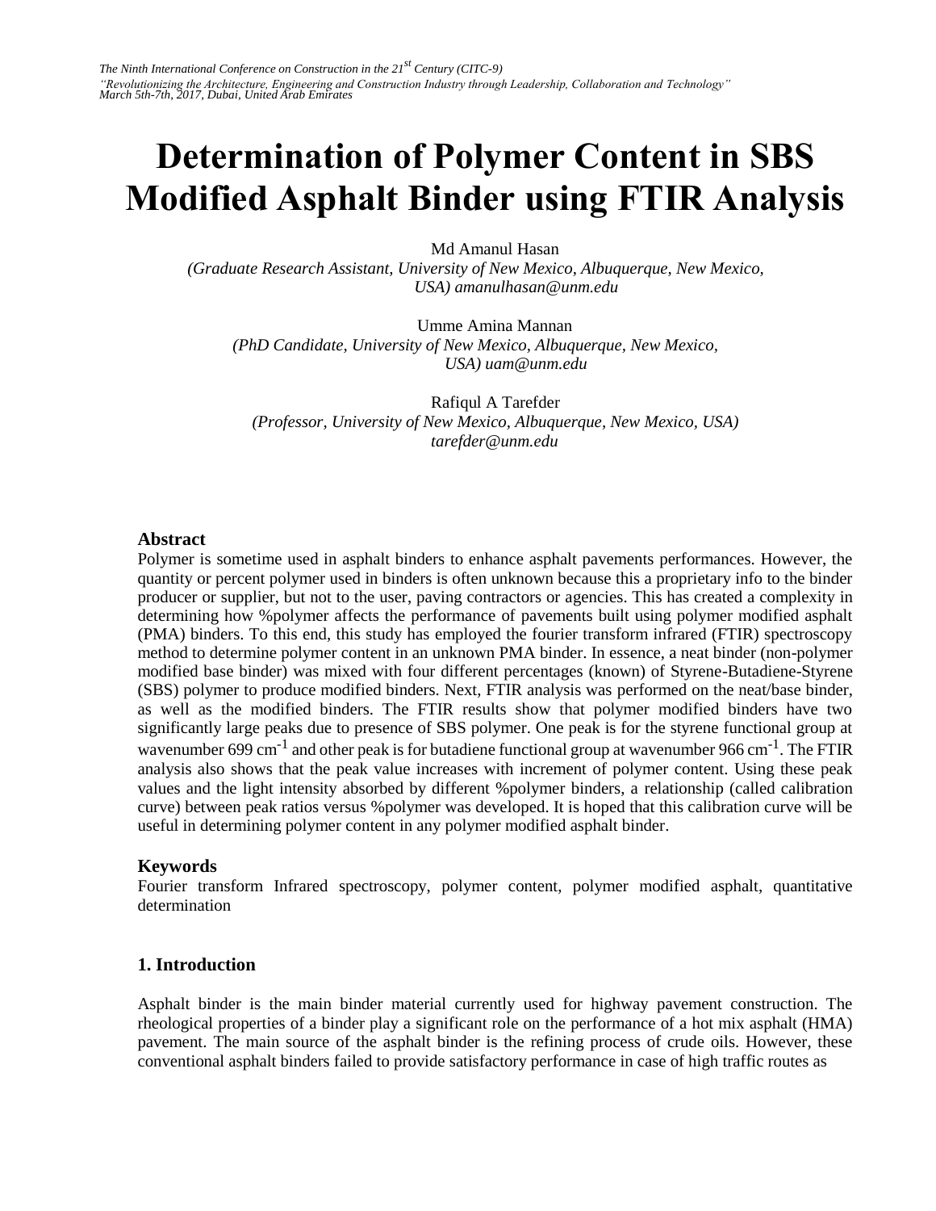# Determination of Polymer Content in SBS Modified Asphalt Binder using FTIR Analysis

Md Amanul Hasan

*(Graduate Research Assistant, University of New Mexico, Albuquerque, New Mexico, USA) amanulhasan@unm.edu*

Umme Amina Mannan

*(PhD Candidate, University of New Mexico, Albuquerque, New Mexico, USA) uam@unm.edu*

Rafiqul A Tarefder

*(Professor, University of New Mexico, Albuquerque, New Mexico, USA) tarefder@unm.edu*

### Abstract

Polymer is sometime used in asphalt binders to enhance asphalt pavements performances. However, the quantity or percent polymer used in binders is often unknown because this a proprietary info to the binder producer or supplier, but not to the user, paving contractors or agencies. This has created a complexity in determining how %polymer affects the performance of pavements built using polymer modified asphalt (PMA) binders. To this end, this study has employed the fourier transform infrared (FTIR) spectroscopy method to determine polymer content in an unknown PMA binder. In essence, a neat binder (non-polymer modified base binder) was mixed with four different percentages (known) of Styrene-Butadiene-Styrene (SBS) polymer to produce modified binders. Next, FTIR analysis was performed on the neat/base binder, as well as the modified binders. The FTIR results show that polymer modified binders have two significantly large peaks due to presence of SBS polymer. One peak is for the styrene functional group at wavenumber 699 $cm^{-1}$ and other peak is for butadiene functional group at wavenumber 966 $cm^{-1}$. The FTIR analysis also shows that the peak value increases with increment of polymer content. Using these peak values and the light intensity absorbed by different %polymer binders, a relationship (called calibration curve) between peak ratios versus %polymer was developed. It is hoped that this calibration curve will be useful in determining polymer content in any polymer modified asphalt binder.

### Keywords

Fourier transform Infrared spectroscopy, polymer content, polymer modified asphalt, quantitative determination

## 1. Introduction

Asphalt binder is the main binder material currently used for highway pavement construction. The rheological properties of a binder play a significant role on the performance of a hot mix asphalt (HMA) pavement. The main source of the asphalt binder is the refining process of crude oils. However, these conventional asphalt binders failed to provide satisfactory performance in case of high traffic routes as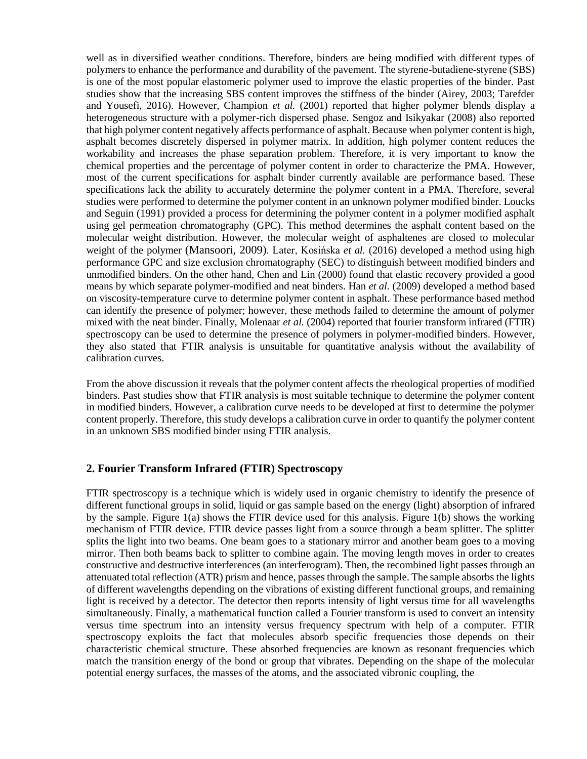well as in diversified weather conditions. Therefore, binders are being modified with different types of polymers to enhance the performance and durability of the pavement. The styrene-butadiene-styrene (SBS) is one of the most popular elastomeric polymer used to improve the elastic properties of the binder. Past studies show that the increasing SBS content improves the stiffness of the binder (Airey, 2003; Tarefder and Yousefi, 2016). However, Champion *et al.* (2001) reported that higher polymer blends display a heterogeneous structure with a polymer-rich dispersed phase. Sengoz and Isikyakar (2008) also reported that high polymer content negatively affects performance of asphalt. Because when polymer content is high, asphalt becomes discretely dispersed in polymer matrix. In addition, high polymer content reduces the workability and increases the phase separation problem. Therefore, it is very important to know the chemical properties and the percentage of polymer content in order to characterize the PMA. However, most of the current specifications for asphalt binder currently available are performance based. These specifications lack the ability to accurately determine the polymer content in a PMA. Therefore, several studies were performed to determine the polymer content in an unknown polymer modified binder. Loucks and Seguin (1991) provided a process for determining the polymer content in a polymer modified asphalt using gel permeation chromatography (GPC). This method determines the asphalt content based on the molecular weight distribution. However, the molecular weight of asphaltenes are closed to molecular weight of the polymer (Mansoori, 2009). Later, Kosińska *et al.* (2016) developed a method using high performance GPC and size exclusion chromatography (SEC) to distinguish between modified binders and unmodified binders. On the other hand, Chen and Lin (2000) found that elastic recovery provided a good means by which separate polymer-modified and neat binders. Han *et al.* (2009) developed a method based on viscosity-temperature curve to determine polymer content in asphalt. These performance based method can identify the presence of polymer; however, these methods failed to determine the amount of polymer mixed with the neat binder. Finally, Molenaar *et al.* (2004) reported that fourier transform infrared (FTIR) spectroscopy can be used to determine the presence of polymers in polymer-modified binders. However, they also stated that FTIR analysis is unsuitable for quantitative analysis without the availability of calibration curves.

From the above discussion it reveals that the polymer content affects the rheological properties of modified binders. Past studies show that FTIR analysis is most suitable technique to determine the polymer content in modified binders. However, a calibration curve needs to be developed at first to determine the polymer content properly. Therefore, this study develops a calibration curve in order to quantify the polymer content in an unknown SBS modified binder using FTIR analysis.

## 2. Fourier Transform Infrared (FTIR) Spectroscopy

FTIR spectroscopy is a technique which is widely used in organic chemistry to identify the presence of different functional groups in solid, liquid or gas sample based on the energy (light) absorption of infrared by the sample. Figure 1(a) shows the FTIR device used for this analysis. Figure 1(b) shows the working mechanism of FTIR device. FTIR device passes light from a source through a beam splitter. The splitter splits the light into two beams. One beam goes to a stationary mirror and another beam goes to a moving mirror. Then both beams back to splitter to combine again. The moving length moves in order to creates constructive and destructive interferences (an interferogram). Then, the recombined light passes through an attenuated total reflection (ATR) prism and hence, passes through the sample. The sample absorbs the lights of different wavelengths depending on the vibrations of existing different functional groups, and remaining light is received by a detector. The detector then reports intensity of light versus time for all wavelengths simultaneously. Finally, a mathematical function called a Fourier transform is used to convert an intensity versus time spectrum into an intensity versus frequency spectrum with help of a computer. FTIR spectroscopy exploits the fact that molecules absorb specific frequencies those depends on their characteristic chemical structure. These absorbed frequencies are known as resonant frequencies which match the transition energy of the bond or group that vibrates. Depending on the shape of the molecular potential energy surfaces, the masses of the atoms, and the associated vibronic coupling, the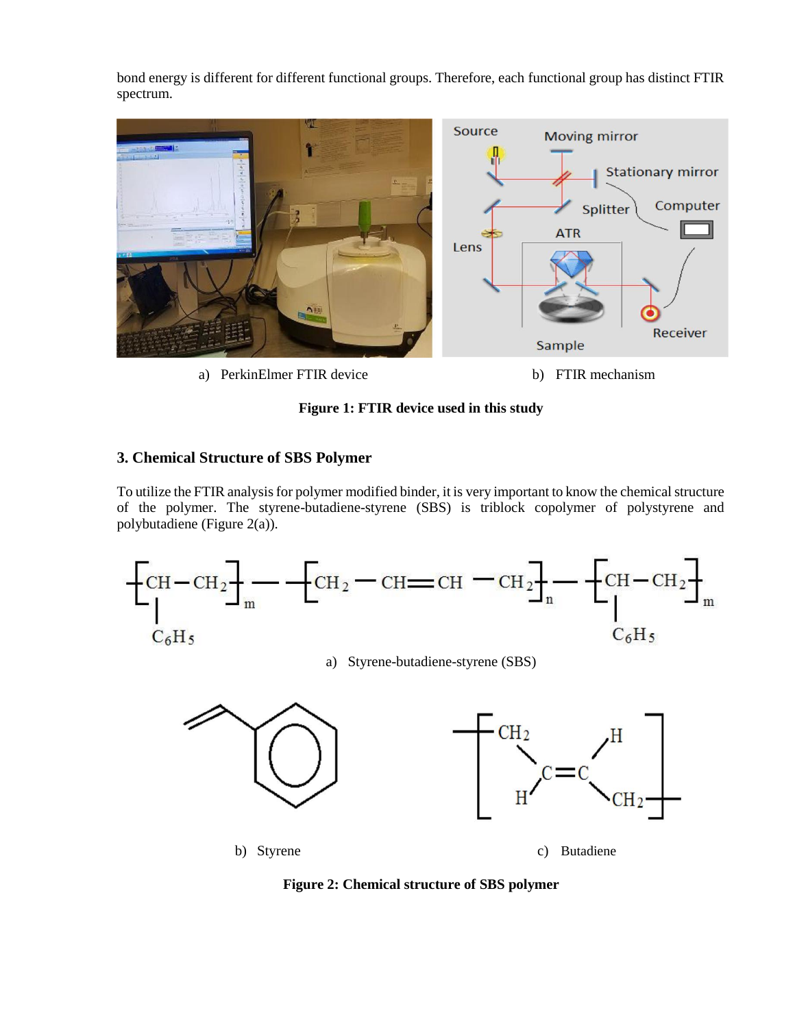bond energy is different for different functional groups. Therefore, each functional group has distinct FTIR spectrum.

Source

Moving mirror

Stationary mirror

Splitter

Computer

ATR

Lens

Receiver

Sample

a) PerkinElmer FTIR device

b) FTIR mechanism

**Figure 1: FTIR device used in this study**

### 3. Chemical Structure of SBS Polymer

To utilize the FTIR analysis for polymer modified binder, it is very important to know the chemical structure of the polymer. The styrene-butadiene-styrene (SBS) is triblock copolymer of polystyrene and polybutadiene (Figure 2(a)).

$$\left[ \underset{\substack{| \\ C_6H_5}}{CH} - CH_2 \right]_m - \left[ CH_2 - CH = CH - CH_2 \right]_n - \left[ \underset{\substack{| \\ C_6H_5}}{CH} - CH_2 \right]_m$$

a) Styrene-butadiene-styrene (SBS)

b) Styrene

c) Butadiene

**Figure 2: Chemical structure of SBS polymer**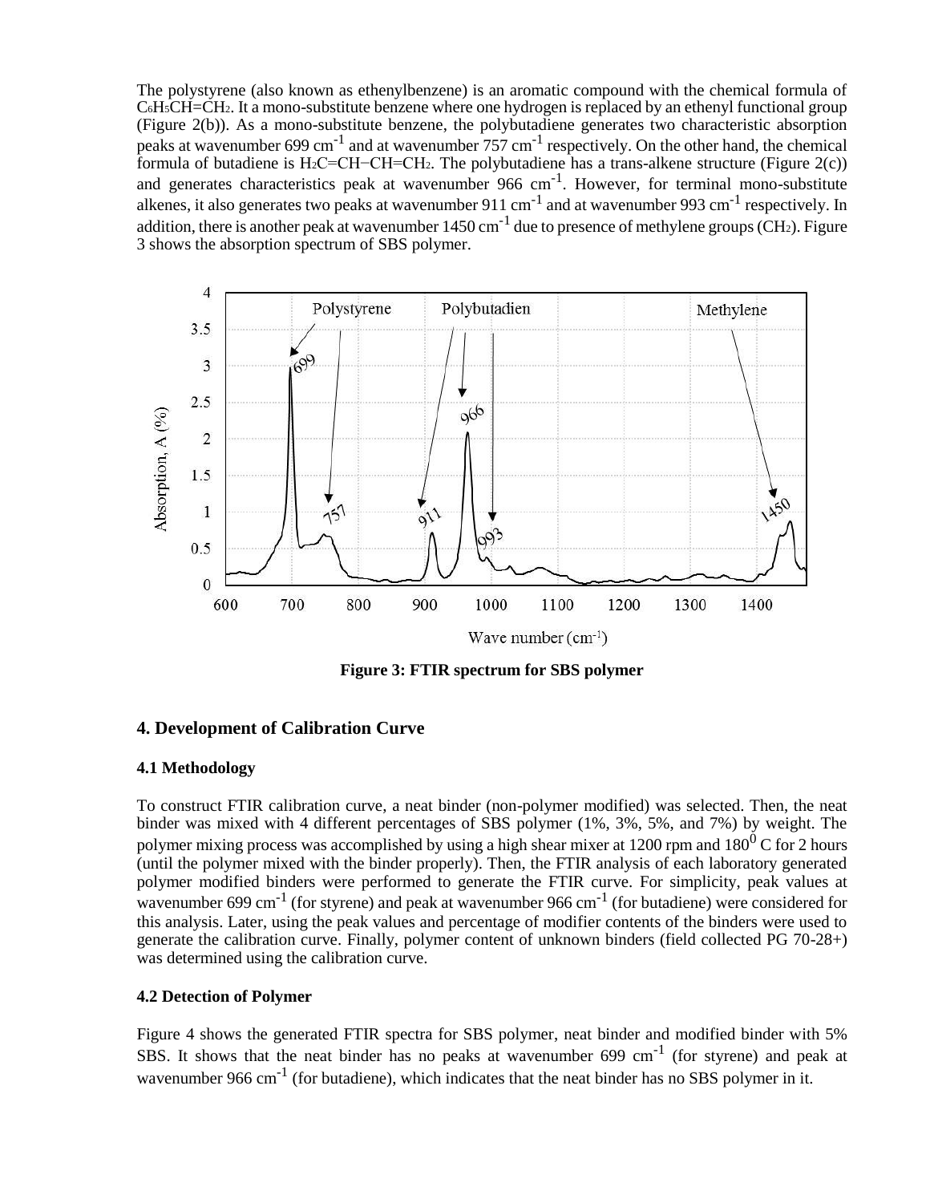The polystyrene (also known as ethenylbenzene) is an aromatic compound with the chemical formula of $C_6H_5CH{=}CH_2$. It a mono-substitute benzene where one hydrogen is replaced by an ethenyl functional group (Figure 2(b)). As a mono-substitute benzene, the polybutadiene generates two characteristic absorption peaks at wavenumber 699 $cm^{-1}$ and at wavenumber 757 $cm^{-1}$ respectively. On the other hand, the chemical formula of butadiene is $H_2C{=}CH{-}CH{=}CH_2$. The polybutadiene has a trans-alkene structure (Figure 2(c)) and generates characteristics peak at wavenumber 966 $cm^{-1}$. However, for terminal mono-substitute alkenes, it also generates two peaks at wavenumber 911 $cm^{-1}$ and at wavenumber 993 $cm^{-1}$ respectively. In addition, there is another peak at wavenumber 1450 $cm^{-1}$ due to presence of methylene groups ($CH_2$). Figure 3 shows the absorption spectrum of SBS polymer.

Polystyrene
Polybutadien
Methylene
699
757
911
966
993
1450
Absorption, A (%)
0
0.5
1
1.5
2
2.5
3
3.5
4
600
700
800
900
1000
1100
1200
1300
1400
Wave number ($cm^{-1}$)

**Figure 3: FTIR spectrum for SBS polymer**

## 4. Development of Calibration Curve

### 4.1 Methodology

To construct FTIR calibration curve, a neat binder (non-polymer modified) was selected. Then, the neat binder was mixed with 4 different percentages of SBS polymer (1%, 3%, 5%, and 7%) by weight. The polymer mixing process was accomplished by using a high shear mixer at 1200 rpm and $180^0$ C for 2 hours (until the polymer mixed with the binder properly). Then, the FTIR analysis of each laboratory generated polymer modified binders were performed to generate the FTIR curve. For simplicity, peak values at wavenumber 699 $cm^{-1}$ (for styrene) and peak at wavenumber 966 $cm^{-1}$ (for butadiene) were considered for this analysis. Later, using the peak values and percentage of modifier contents of the binders were used to generate the calibration curve. Finally, polymer content of unknown binders (field collected PG 70-28+) was determined using the calibration curve.

### 4.2 Detection of Polymer

Figure 4 shows the generated FTIR spectra for SBS polymer, neat binder and modified binder with 5% SBS. It shows that the neat binder has no peaks at wavenumber 699 $cm^{-1}$ (for styrene) and peak at wavenumber 966 $cm^{-1}$ (for butadiene), which indicates that the neat binder has no SBS polymer in it.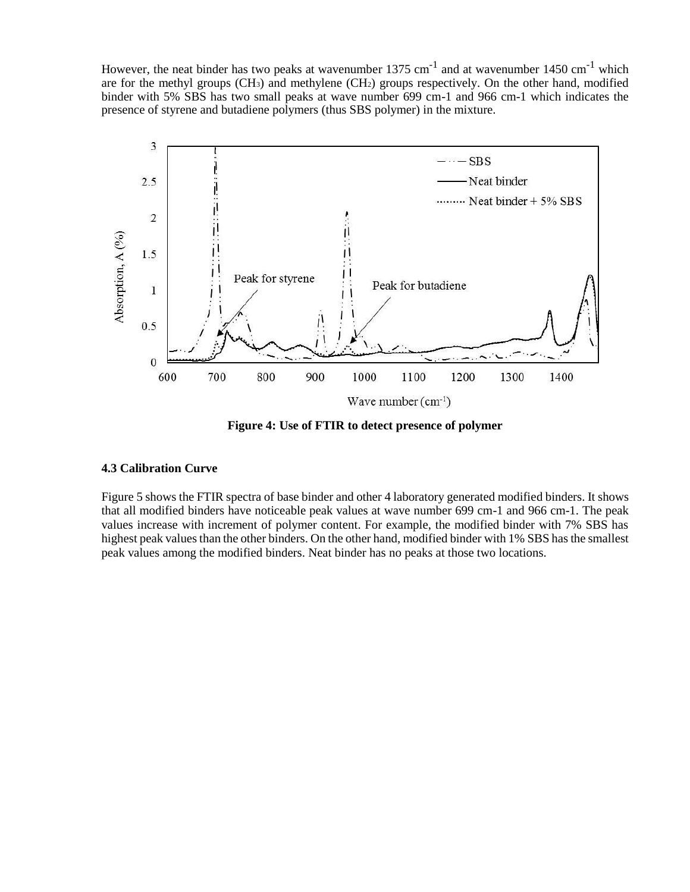However, the neat binder has two peaks at wavenumber 1375 $cm^{-1}$ and at wavenumber 1450 $cm^{-1}$ which are for the methyl groups ($CH_3$) and methylene ($CH_2$) groups respectively. On the other hand, modified binder with 5% SBS has two small peaks at wave number 699 cm-1 and 966 cm-1 which indicates the presence of styrene and butadiene polymers (thus SBS polymer) in the mixture.

SBS
Neat binder
Neat binder + 5% SBS
Peak for styrene
Peak for butadiene
Absorption, A (%)
0
0.5
1
1.5
2
2.5
3
600
700
800
900
1000
1100
1200
1300
1400
Wave number ($cm^{-1}$)

**Figure 4: Use of FTIR to detect presence of polymer**

### 4.3 Calibration Curve

Figure 5 shows the FTIR spectra of base binder and other 4 laboratory generated modified binders. It shows that all modified binders have noticeable peak values at wave number 699 cm-1 and 966 cm-1. The peak values increase with increment of polymer content. For example, the modified binder with 7% SBS has highest peak values than the other binders. On the other hand, modified binder with 1% SBS has the smallest peak values among the modified binders. Neat binder has no peaks at those two locations.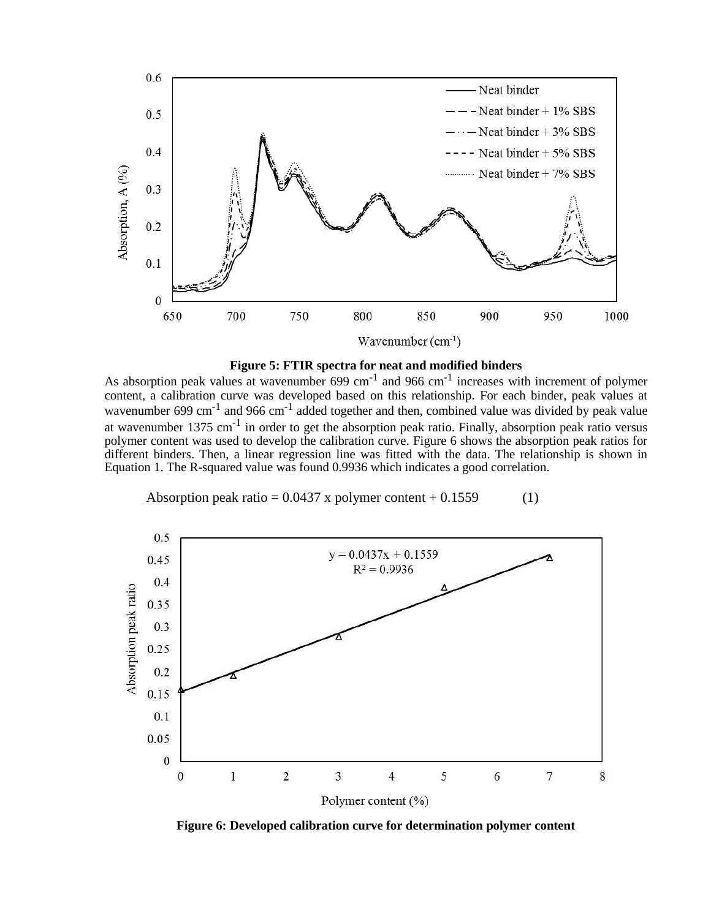0.6
0.5
0.4
0.3
0.2
0.1
0
Absorption, A (%)
650 700 750 800 850 900 950 1000
Wavenumber ($cm^{-1}$)
Neat binder
Neat binder + 1% SBS
Neat binder + 3% SBS
Neat binder + 5% SBS
Neat binder + 7% SBS

**Figure 5: FTIR spectra for neat and modified binders**

As absorption peak values at wavenumber 699 $cm^{-1}$ and 966 $cm^{-1}$ increases with increment of polymer content, a calibration curve was developed based on this relationship. For each binder, peak values at wavenumber 699 $cm^{-1}$ and 966 $cm^{-1}$ added together and then, combined value was divided by peak value at wavenumber 1375 $cm^{-1}$ in order to get the absorption peak ratio. Finally, absorption peak ratio versus polymer content was used to develop the calibration curve. Figure 6 shows the absorption peak ratios for different binders. Then, a linear regression line was fitted with the data. The relationship is shown in Equation 1. The R-squared value was found 0.9936 which indicates a good correlation.

$$\text{Absorption peak ratio} = 0.0437 \times \text{polymer content} + 0.1559 \quad (1)$$

0.5
0.45
0.4
0.35
0.3
0.25
0.2
0.15
0.1
0.05
0
Absorption peak ratio
0 1 2 3 4 5 6 7 8
Polymer content (%)
$y = 0.0437x + 0.1559$
$R^2 = 0.9936$

**Figure 6: Developed calibration curve for determination polymer content**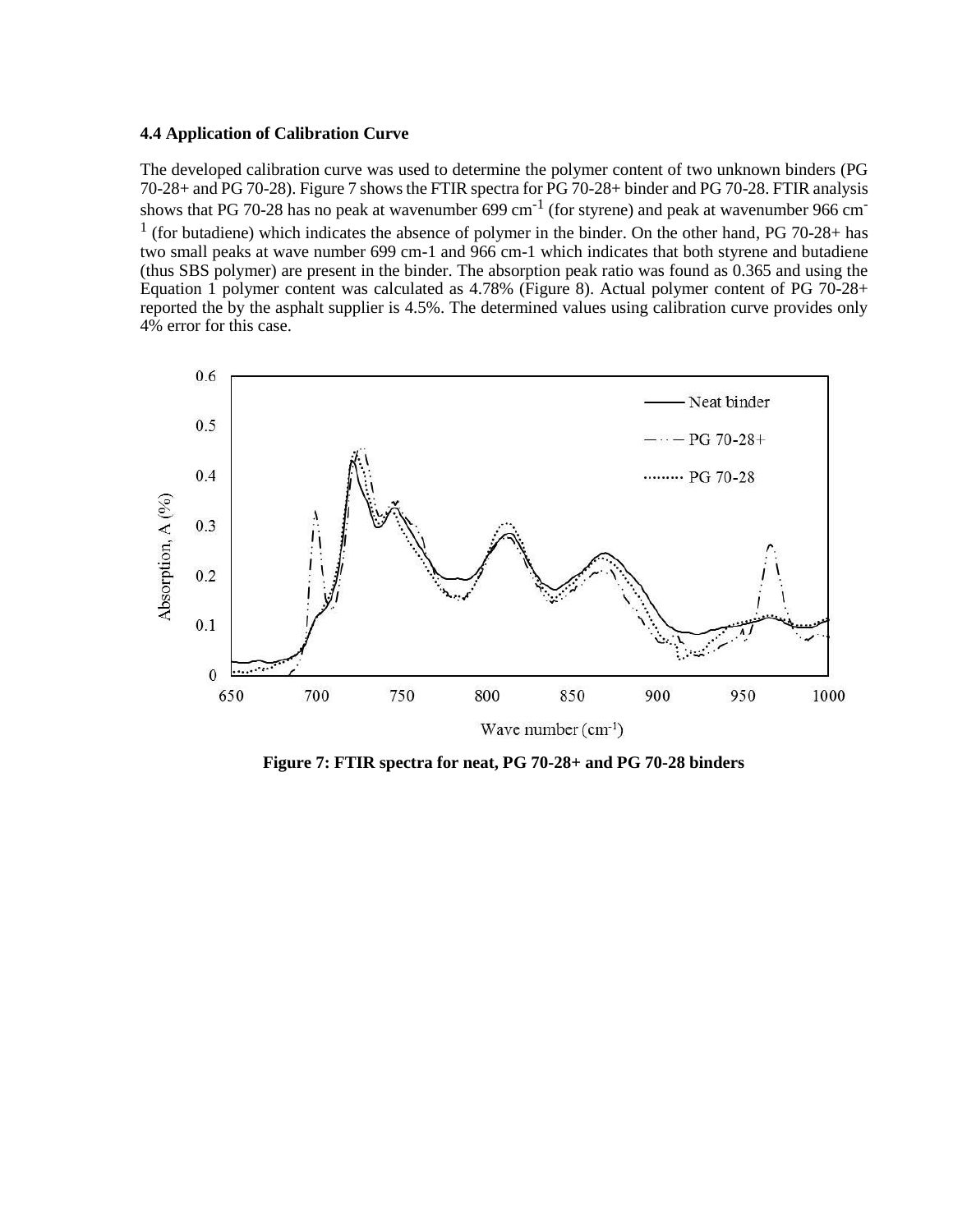### 4.4 Application of Calibration Curve

The developed calibration curve was used to determine the polymer content of two unknown binders (PG 70-28+ and PG 70-28). Figure 7 shows the FTIR spectra for PG 70-28+ binder and PG 70-28. FTIR analysis shows that PG 70-28 has no peak at wavenumber 699 $cm^{-1}$ (for styrene) and peak at wavenumber 966 $cm^{-1}$ (for butadiene) which indicates the absence of polymer in the binder. On the other hand, PG 70-28+ has two small peaks at wave number 699 cm-1 and 966 cm-1 which indicates that both styrene and butadiene (thus SBS polymer) are present in the binder. The absorption peak ratio was found as 0.365 and using the Equation 1 polymer content was calculated as 4.78% (Figure 8). Actual polymer content of PG 70-28+ reported the by the asphalt supplier is 4.5%. The determined values using calibration curve provides only 4% error for this case.

Absorption, A (%)

0.6
0.5
0.4
0.3
0.2
0.1
0

650 700 750 800 850 900 950 1000

Wave number ($cm^{-1}$)

Neat binder
PG 70-28+
PG 70-28

**Figure 7: FTIR spectra for neat, PG 70-28+ and PG 70-28 binders**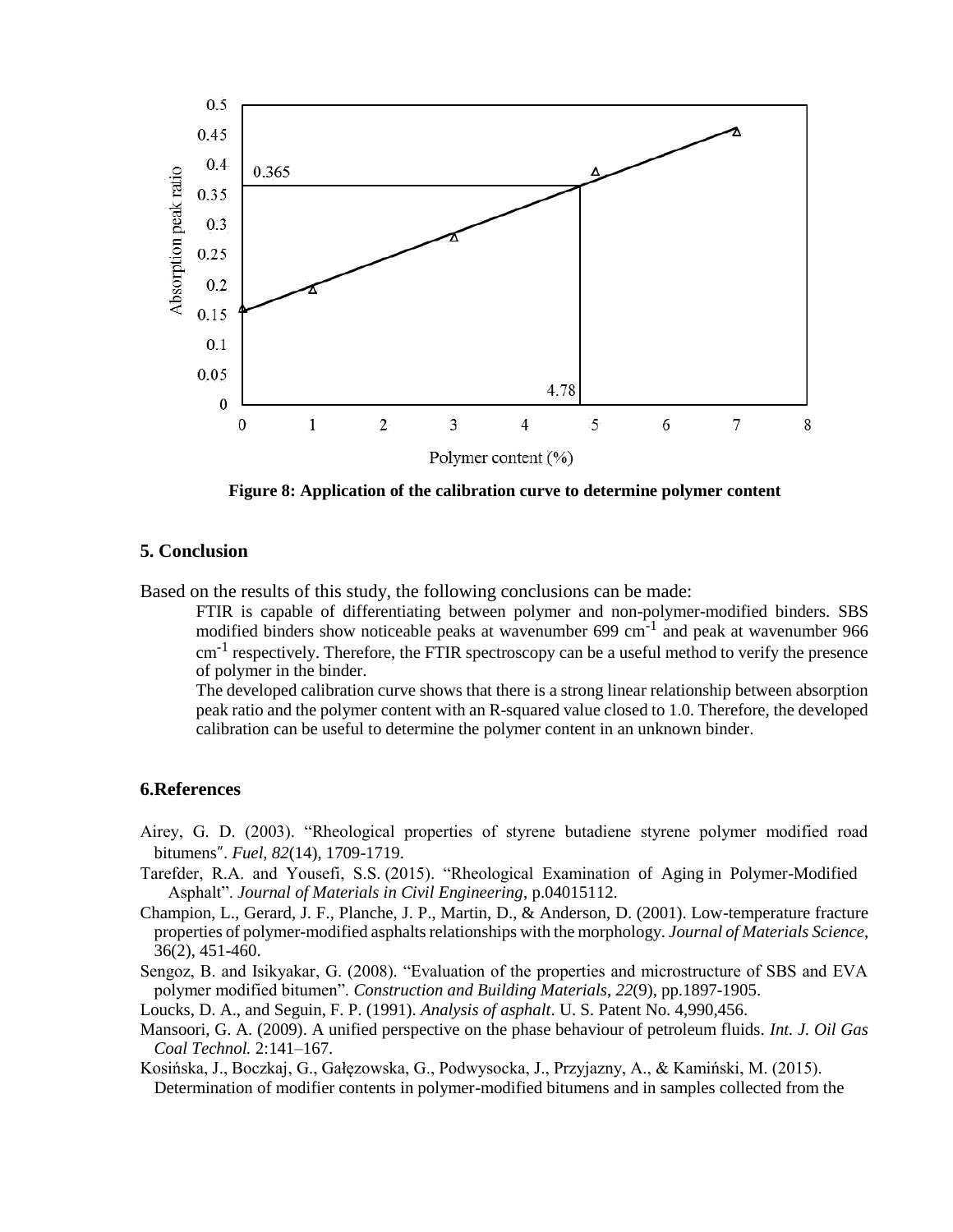0.5
0.45
0.4
0.35
0.3
0.25
0.2
0.15
0.1
0.05
0

Absorption peak ratio

0.365

4.78

0 1 2 3 4 5 6 7 8

Polymer content (%)

**Figure 8: Application of the calibration curve to determine polymer content**

## 5. Conclusion

Based on the results of this study, the following conclusions can be made:

FTIR is capable of differentiating between polymer and non-polymer-modified binders. SBS modified binders show noticeable peaks at wavenumber 699 $cm^{-1}$ and peak at wavenumber 966 $cm^{-1}$ respectively. Therefore, the FTIR spectroscopy can be a useful method to verify the presence of polymer in the binder.

The developed calibration curve shows that there is a strong linear relationship between absorption peak ratio and the polymer content with an R-squared value closed to 1.0. Therefore, the developed calibration can be useful to determine the polymer content in an unknown binder.

## 6.References

Airey, G. D. (2003). "Rheological properties of styrene butadiene styrene polymer modified road bitumens″. *Fuel, 82*(14), 1709-1719.

Tarefder, R.A. and Yousefi, S.S. (2015). "Rheological Examination of Aging in Polymer-Modified Asphalt". *Journal of Materials in Civil Engineering*, p.04015112.

Champion, L., Gerard, J. F., Planche, J. P., Martin, D., & Anderson, D. (2001). Low-temperature fracture properties of polymer-modified asphalts relationships with the morphology. *Journal of Materials Science*, 36(2), 451-460.

Sengoz, B. and Isikyakar, G. (2008). "Evaluation of the properties and microstructure of SBS and EVA polymer modified bitumen". *Construction and Building Materials*, *22*(9), pp.1897-1905.

Loucks, D. A., and Seguin, F. P. (1991). *Analysis of asphalt*. U. S. Patent No. 4,990,456.

Mansoori, G. A. (2009). A unified perspective on the phase behaviour of petroleum fluids. *Int. J. Oil Gas Coal Technol.* 2:141–167.

Kosińska, J., Boczkaj, G., Gałęzowska, G., Podwysocka, J., Przyjazny, A., & Kamiński, M. (2015). Determination of modifier contents in polymer-modified bitumens and in samples collected from the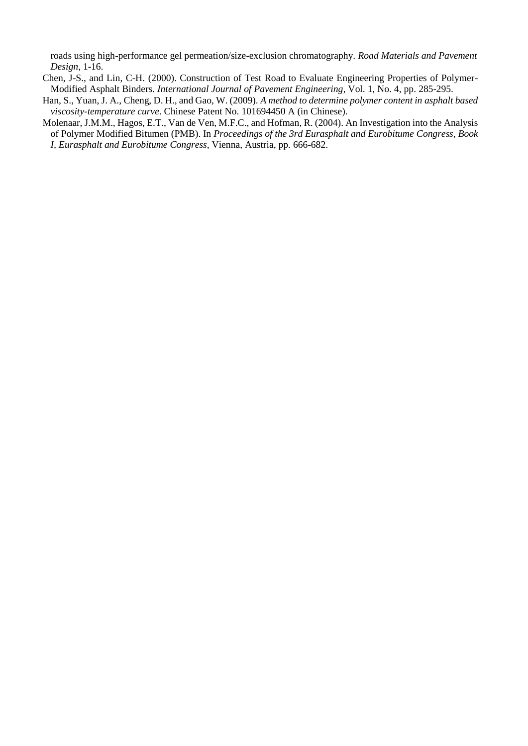roads using high-performance gel permeation/size-exclusion chromatography. *Road Materials and Pavement Design*, 1-16.

Chen, J-S., and Lin, C-H. (2000). Construction of Test Road to Evaluate Engineering Properties of Polymer-Modified Asphalt Binders. *International Journal of Pavement Engineering*, Vol. 1, No. 4, pp. 285-295.

Han, S., Yuan, J. A., Cheng, D. H., and Gao, W. (2009). *A method to determine polymer content in asphalt based viscosity-temperature curve*. Chinese Patent No. 101694450 A (in Chinese).

Molenaar, J.M.M., Hagos, E.T., Van de Ven, M.F.C., and Hofman, R. (2004). An Investigation into the Analysis of Polymer Modified Bitumen (PMB). In *Proceedings of the 3rd Eurasphalt and Eurobitume Congress, Book I, Eurasphalt and Eurobitume Congress*, Vienna, Austria, pp. 666-682.